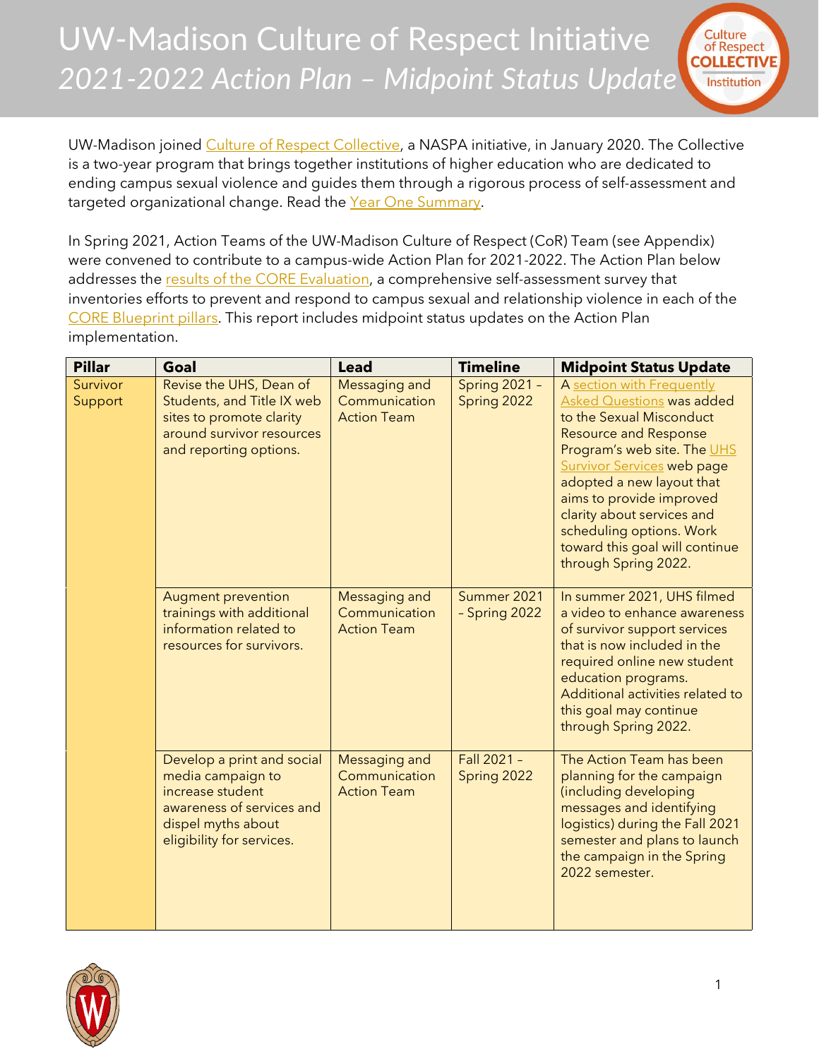# UW-Madison Culture of Respect Initiative

## *2021-2022 Action Plan – Midpoint Status Update*

UW-Madison joined Culture of Respect Collective, a NASPA initiative, in January 2020. The Collective is a two-year program that brings together institutions of higher education who are dedicated to ending campus sexual violence and guides them through a rigorous process of self-assessment and targeted organizational change. Read the Year One Summary.

In Spring 2021, Action Teams of the UW-Madison Culture of Respect (CoR) Team (see Appendix) were convened to contribute to a campus-wide Action Plan for 2021-2022. The Action Plan below addresses the results of the CORE Evaluation, a comprehensive self-assessment survey that inventories efforts to prevent and respond to campus sexual and relationship violence in each of the CORE Blueprint pillars. This report includes midpoint status updates on the Action Plan implementation.

| Pillar | Goal | Lead | Timeline | Midpoint Status Update |
|---|---|---|---|---|
| Survivor Support | Revise the UHS, Dean of Students, and Title IX web sites to promote clarity around survivor resources and reporting options. | Messaging and Communication Action Team | Spring 2021 – Spring 2022 | A section with Frequently Asked Questions was added to the Sexual Misconduct Resource and Response Program's web site. The UHS Survivor Services web page adopted a new layout that aims to provide improved clarity about services and scheduling options. Work toward this goal will continue through Spring 2022. |
| | Augment prevention trainings with additional information related to resources for survivors. | Messaging and Communication Action Team | Summer 2021 – Spring 2022 | In summer 2021, UHS filmed a video to enhance awareness of survivor support services that is now included in the required online new student education programs. Additional activities related to this goal may continue through Spring 2022. |
| | Develop a print and social media campaign to increase student awareness of services and dispel myths about eligibility for services. | Messaging and Communication Action Team | Fall 2021 – Spring 2022 | The Action Team has been planning for the campaign (including developing messages and identifying logistics) during the Fall 2021 semester and plans to launch the campaign in the Spring 2022 semester. |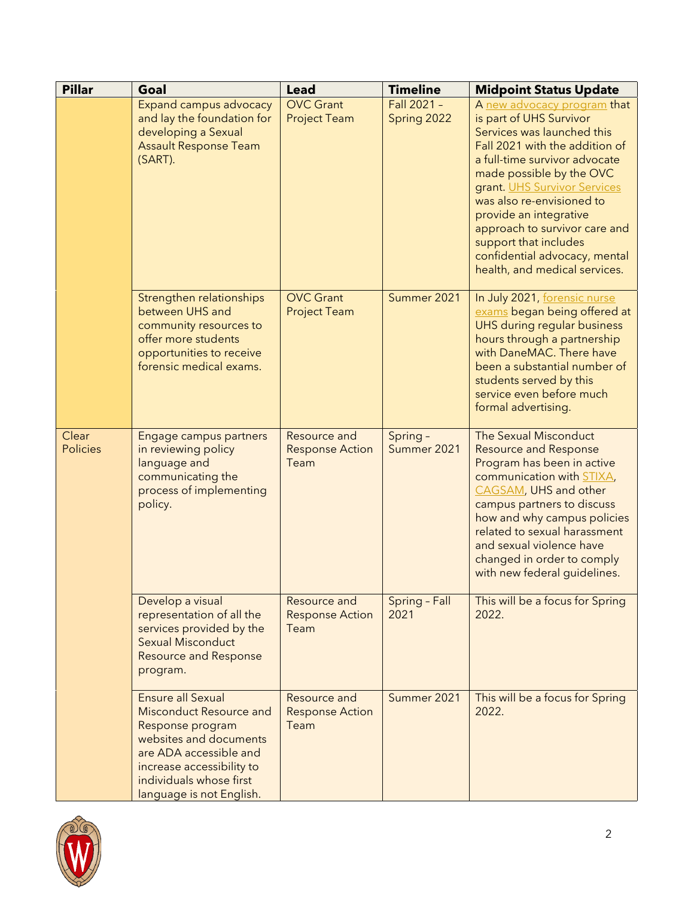| Pillar | Goal | Lead | Timeline | Midpoint Status Update |
|---|---|---|---|---|
| | Expand campus advocacy and lay the foundation for developing a Sexual Assault Response Team (SART). | OVC Grant Project Team | Fall 2021 – Spring 2022 | A new advocacy program that is part of UHS Survivor Services was launched this Fall 2021 with the addition of a full-time survivor advocate made possible by the OVC grant. UHS Survivor Services was also re-envisioned to provide an integrative approach to survivor care and support that includes confidential advocacy, mental health, and medical services. |
| | Strengthen relationships between UHS and community resources to offer more students opportunities to receive forensic medical exams. | OVC Grant Project Team | Summer 2021 | In July 2021, forensic nurse exams began being offered at UHS during regular business hours through a partnership with DaneMAC. There have been a substantial number of students served by this service even before much formal advertising. |
| Clear Policies | Engage campus partners in reviewing policy language and communicating the process of implementing policy. | Resource and Response Action Team | Spring – Summer 2021 | The Sexual Misconduct Resource and Response Program has been in active communication with STIXA, CAGSAM, UHS and other campus partners to discuss how and why campus policies related to sexual harassment and sexual violence have changed in order to comply with new federal guidelines. |
| | Develop a visual representation of all the services provided by the Sexual Misconduct Resource and Response program. | Resource and Response Action Team | Spring – Fall 2021 | This will be a focus for Spring 2022. |
| | Ensure all Sexual Misconduct Resource and Response program websites and documents are ADA accessible and increase accessibility to individuals whose first language is not English. | Resource and Response Action Team | Summer 2021 | This will be a focus for Spring 2022. |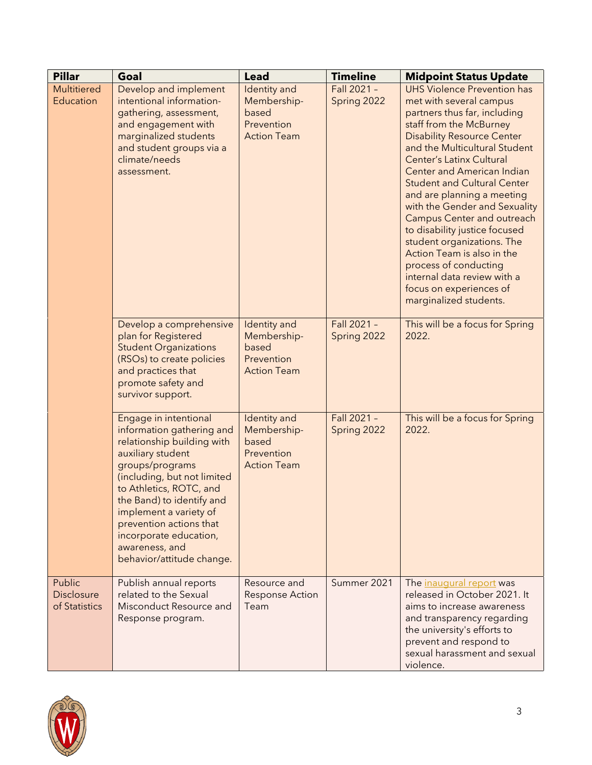| Pillar | Goal | Lead | Timeline | Midpoint Status Update |
|---|---|---|---|---|
| Multitiered Education | Develop and implement intentional information-gathering, assessment, and engagement with marginalized students and student groups via a climate/needs assessment. | Identity and Membership-based Prevention Action Team | Fall 2021 – Spring 2022 | UHS Violence Prevention has met with several campus partners thus far, including staff from the McBurney Disability Resource Center and the Multicultural Student Center's Latinx Cultural Center and American Indian Student and Cultural Center and are planning a meeting with the Gender and Sexuality Campus Center and outreach to disability justice focused student organizations. The Action Team is also in the process of conducting internal data review with a focus on experiences of marginalized students. |
| | Develop a comprehensive plan for Registered Student Organizations (RSOs) to create policies and practices that promote safety and survivor support. | Identity and Membership-based Prevention Action Team | Fall 2021 – Spring 2022 | This will be a focus for Spring 2022. |
| | Engage in intentional information gathering and relationship building with auxiliary student groups/programs (including, but not limited to Athletics, ROTC, and the Band) to identify and implement a variety of prevention actions that incorporate education, awareness, and behavior/attitude change. | Identity and Membership-based Prevention Action Team | Fall 2021 – Spring 2022 | This will be a focus for Spring 2022. |
| Public Disclosure of Statistics | Publish annual reports related to the Sexual Misconduct Resource and Response program. | Resource and Response Action Team | Summer 2021 | The inaugural report was released in October 2021. It aims to increase awareness and transparency regarding the university's efforts to prevent and respond to sexual harassment and sexual violence. |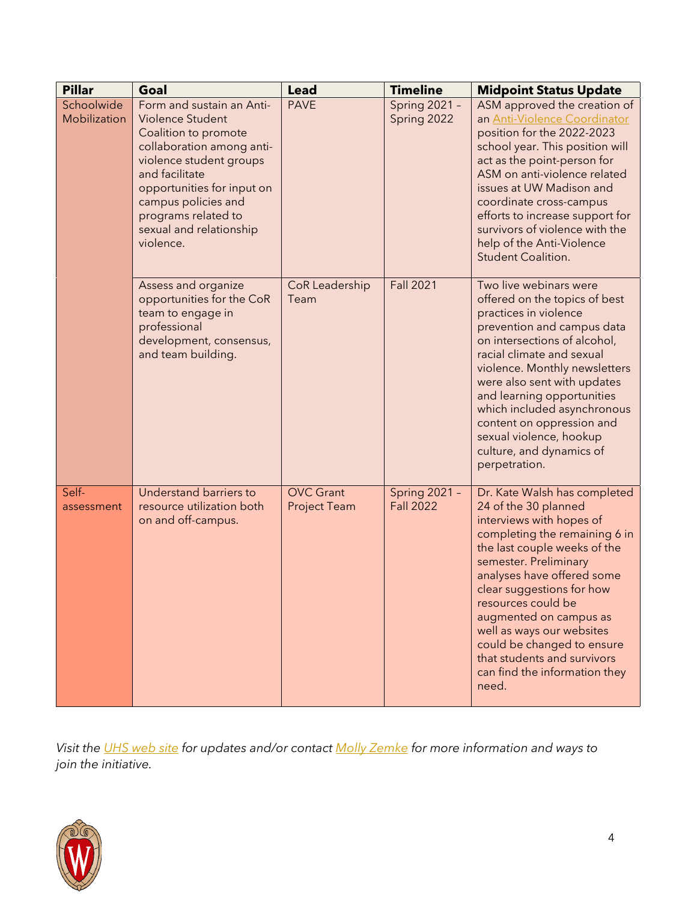| Pillar | Goal | Lead | Timeline | Midpoint Status Update |
|---|---|---|---|---|
| Schoolwide Mobilization | Form and sustain an Anti-Violence Student Coalition to promote collaboration among anti-violence student groups and facilitate opportunities for input on campus policies and programs related to sexual and relationship violence. | PAVE | Spring 2021 – Spring 2022 | ASM approved the creation of an Anti-Violence Coordinator position for the 2022-2023 school year. This position will act as the point-person for ASM on anti-violence related issues at UW Madison and coordinate cross-campus efforts to increase support for survivors of violence with the help of the Anti-Violence Student Coalition. |
| | Assess and organize opportunities for the CoR team to engage in professional development, consensus, and team building. | CoR Leadership Team | Fall 2021 | Two live webinars were offered on the topics of best practices in violence prevention and campus data on intersections of alcohol, racial climate and sexual violence. Monthly newsletters were also sent with updates and learning opportunities which included asynchronous content on oppression and sexual violence, hookup culture, and dynamics of perpetration. |
| Self-assessment | Understand barriers to resource utilization both on and off-campus. | OVC Grant Project Team | Spring 2021 – Fall 2022 | Dr. Kate Walsh has completed 24 of the 30 planned interviews with hopes of completing the remaining 6 in the last couple weeks of the semester. Preliminary analyses have offered some clear suggestions for how resources could be augmented on campus as well as ways our websites could be changed to ensure that students and survivors can find the information they need. |

*Visit the UHS web site for updates and/or contact Molly Zemke for more information and ways to join the initiative.*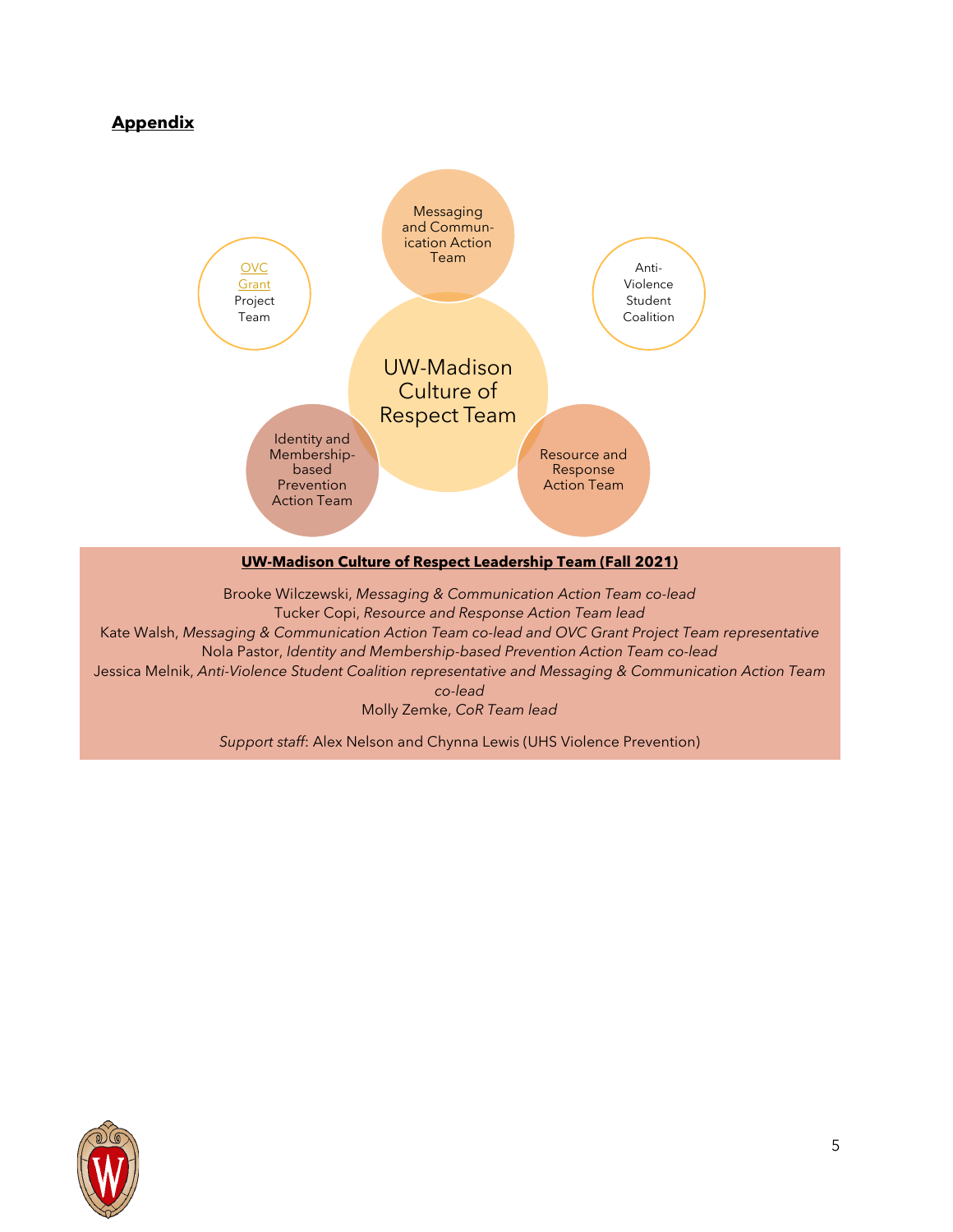**Appendix**

OVC Grant Project Team

Messaging and Communication Action Team

Anti-Violence Student Coalition

UW-Madison Culture of Respect Team

Identity and Membership-based Prevention Action Team

Resource and Response Action Team

**UW-Madison Culture of Respect Leadership Team (Fall 2021)**

Brooke Wilczewski, *Messaging & Communication Action Team co-lead*
Tucker Copi, *Resource and Response Action Team lead*
Kate Walsh, *Messaging & Communication Action Team co-lead and OVC Grant Project Team representative*
Nola Pastor, *Identity and Membership-based Prevention Action Team co-lead*
Jessica Melnik, *Anti-Violence Student Coalition representative and Messaging & Communication Action Team co-lead*
Molly Zemke, *CoR Team lead*

*Support staff*: Alex Nelson and Chynna Lewis (UHS Violence Prevention)